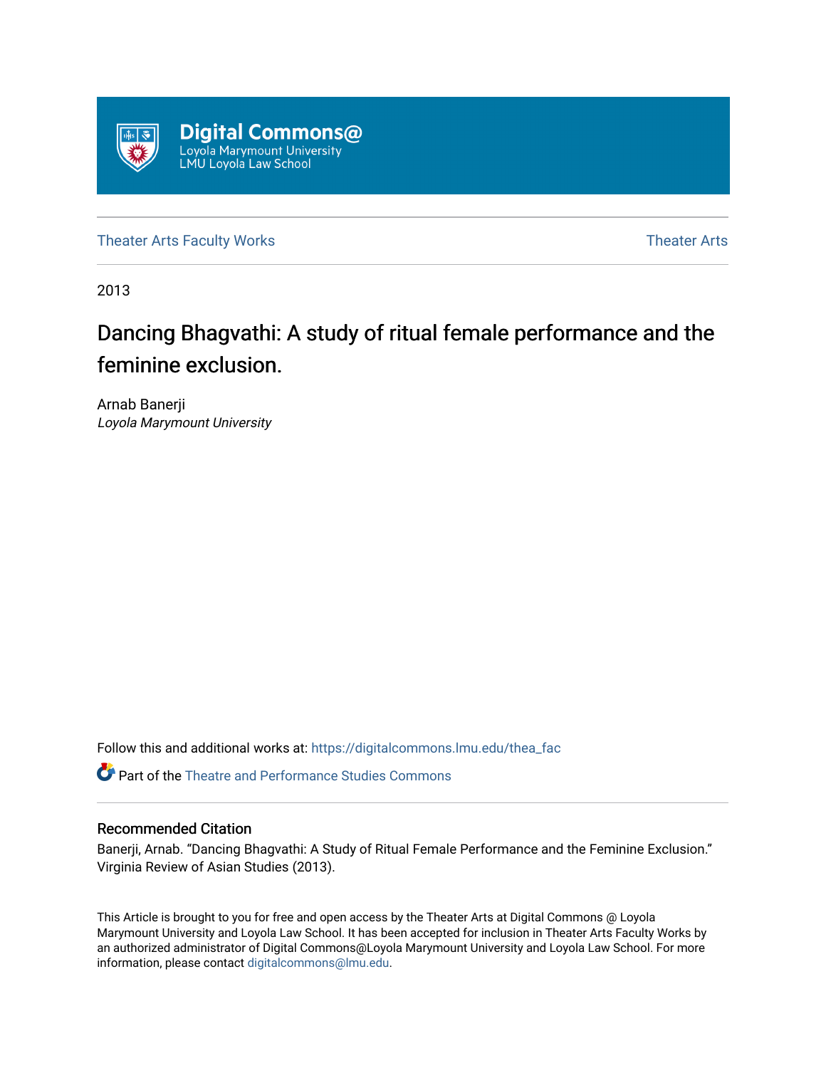Digital Commons@
Loyola Marymount University
LMU Loyola Law School

Theater Arts Faculty Works

Theater Arts

2013

# Dancing Bhagvathi: A study of ritual female performance and the feminine exclusion.

Arnab Banerji
*Loyola Marymount University*

Follow this and additional works at: https://digitalcommons.lmu.edu/thea_fac

Part of the Theatre and Performance Studies Commons

## Recommended Citation

Banerji, Arnab. "Dancing Bhagvathi: A Study of Ritual Female Performance and the Feminine Exclusion." Virginia Review of Asian Studies (2013).

This Article is brought to you for free and open access by the Theater Arts at Digital Commons @ Loyola Marymount University and Loyola Law School. It has been accepted for inclusion in Theater Arts Faculty Works by an authorized administrator of Digital Commons@Loyola Marymount University and Loyola Law School. For more information, please contact digitalcommons@lmu.edu.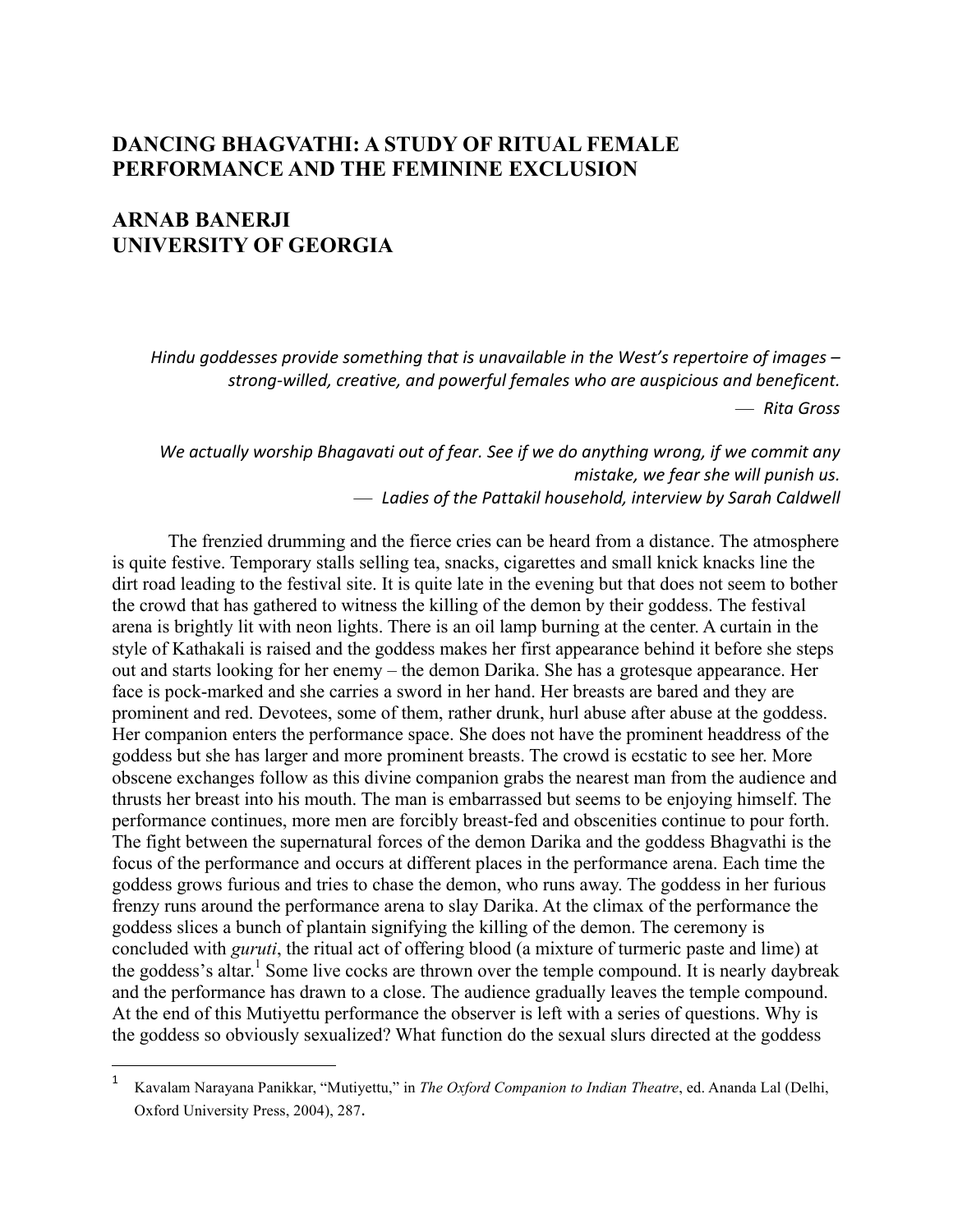# DANCING BHAGVATHI: A STUDY OF RITUAL FEMALE PERFORMANCE AND THE FEMININE EXCLUSION

## ARNAB BANERJI
## UNIVERSITY OF GEORGIA

> *Hindu goddesses provide something that is unavailable in the West's repertoire of images – strong-willed, creative, and powerful females who are auspicious and beneficent.*
>
> — *Rita Gross*

> *We actually worship Bhagavati out of fear. See if we do anything wrong, if we commit any mistake, we fear she will punish us.*
>
> — *Ladies of the Pattakil household, interview by Sarah Caldwell*

The frenzied drumming and the fierce cries can be heard from a distance. The atmosphere is quite festive. Temporary stalls selling tea, snacks, cigarettes and small knick knacks line the dirt road leading to the festival site. It is quite late in the evening but that does not seem to bother the crowd that has gathered to witness the killing of the demon by their goddess. The festival arena is brightly lit with neon lights. There is an oil lamp burning at the center. A curtain in the style of Kathakali is raised and the goddess makes her first appearance behind it before she steps out and starts looking for her enemy – the demon Darika. She has a grotesque appearance. Her face is pock-marked and she carries a sword in her hand. Her breasts are bared and they are prominent and red. Devotees, some of them, rather drunk, hurl abuse after abuse at the goddess. Her companion enters the performance space. She does not have the prominent headdress of the goddess but she has larger and more prominent breasts. The crowd is ecstatic to see her. More obscene exchanges follow as this divine companion grabs the nearest man from the audience and thrusts her breast into his mouth. The man is embarrassed but seems to be enjoying himself. The performance continues, more men are forcibly breast-fed and obscenities continue to pour forth. The fight between the supernatural forces of the demon Darika and the goddess Bhagvathi is the focus of the performance and occurs at different places in the performance arena. Each time the goddess grows furious and tries to chase the demon, who runs away. The goddess in her furious frenzy runs around the performance arena to slay Darika. At the climax of the performance the goddess slices a bunch of plantain signifying the killing of the demon. The ceremony is concluded with *guruti*, the ritual act of offering blood (a mixture of turmeric paste and lime) at the goddess's altar.[1] Some live cocks are thrown over the temple compound. It is nearly daybreak and the performance has drawn to a close. The audience gradually leaves the temple compound. At the end of this Mutiyettu performance the observer is left with a series of questions. Why is the goddess so obviously sexualized? What function do the sexual slurs directed at the goddess

---

[1] Kavalam Narayana Panikkar, "Mutiyettu," in *The Oxford Companion to Indian Theatre*, ed. Ananda Lal (Delhi, Oxford University Press, 2004), 287.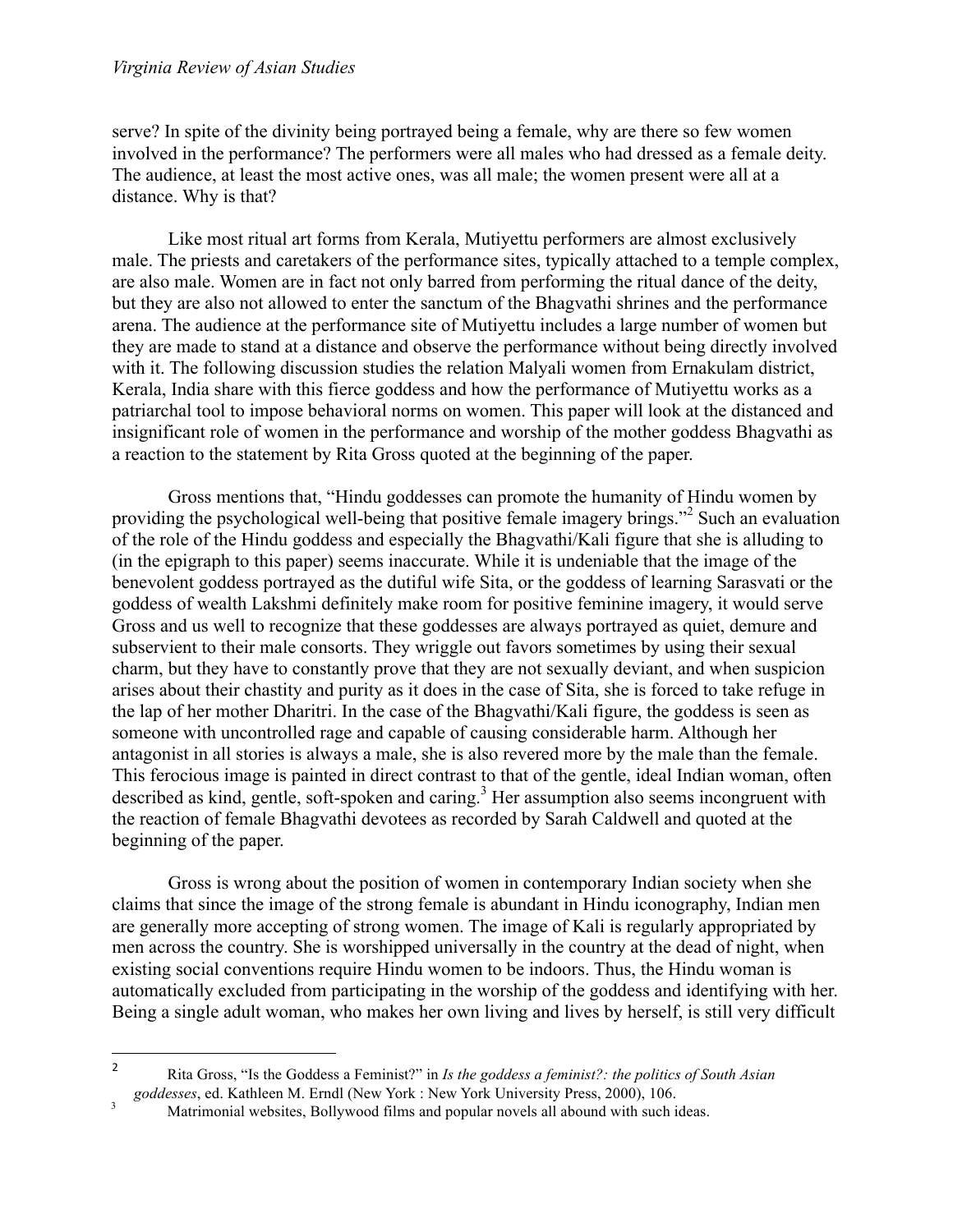serve? In spite of the divinity being portrayed being a female, why are there so few women involved in the performance? The performers were all males who had dressed as a female deity. The audience, at least the most active ones, was all male; the women present were all at a distance. Why is that?

Like most ritual art forms from Kerala, Mutiyettu performers are almost exclusively male. The priests and caretakers of the performance sites, typically attached to a temple complex, are also male. Women are in fact not only barred from performing the ritual dance of the deity, but they are also not allowed to enter the sanctum of the Bhagvathi shrines and the performance arena. The audience at the performance site of Mutiyettu includes a large number of women but they are made to stand at a distance and observe the performance without being directly involved with it. The following discussion studies the relation Malyali women from Ernakulam district, Kerala, India share with this fierce goddess and how the performance of Mutiyettu works as a patriarchal tool to impose behavioral norms on women. This paper will look at the distanced and insignificant role of women in the performance and worship of the mother goddess Bhagvathi as a reaction to the statement by Rita Gross quoted at the beginning of the paper.

Gross mentions that, "Hindu goddesses can promote the humanity of Hindu women by providing the psychological well-being that positive female imagery brings."[2] Such an evaluation of the role of the Hindu goddess and especially the Bhagvathi/Kali figure that she is alluding to (in the epigraph to this paper) seems inaccurate. While it is undeniable that the image of the benevolent goddess portrayed as the dutiful wife Sita, or the goddess of learning Sarasvati or the goddess of wealth Lakshmi definitely make room for positive feminine imagery, it would serve Gross and us well to recognize that these goddesses are always portrayed as quiet, demure and subservient to their male consorts. They wriggle out favors sometimes by using their sexual charm, but they have to constantly prove that they are not sexually deviant, and when suspicion arises about their chastity and purity as it does in the case of Sita, she is forced to take refuge in the lap of her mother Dharitri. In the case of the Bhagvathi/Kali figure, the goddess is seen as someone with uncontrolled rage and capable of causing considerable harm. Although her antagonist in all stories is always a male, she is also revered more by the male than the female. This ferocious image is painted in direct contrast to that of the gentle, ideal Indian woman, often described as kind, gentle, soft-spoken and caring.[3] Her assumption also seems incongruent with the reaction of female Bhagvathi devotees as recorded by Sarah Caldwell and quoted at the beginning of the paper.

Gross is wrong about the position of women in contemporary Indian society when she claims that since the image of the strong female is abundant in Hindu iconography, Indian men are generally more accepting of strong women. The image of Kali is regularly appropriated by men across the country. She is worshipped universally in the country at the dead of night, when existing social conventions require Hindu women to be indoors. Thus, the Hindu woman is automatically excluded from participating in the worship of the goddess and identifying with her. Being a single adult woman, who makes her own living and lives by herself, is still very difficult

---

[2] Rita Gross, "Is the Goddess a Feminist?" in *Is the goddess a feminist?: the politics of South Asian goddesses*, ed. Kathleen M. Erndl (New York : New York University Press, 2000), 106.

[3] Matrimonial websites, Bollywood films and popular novels all abound with such ideas.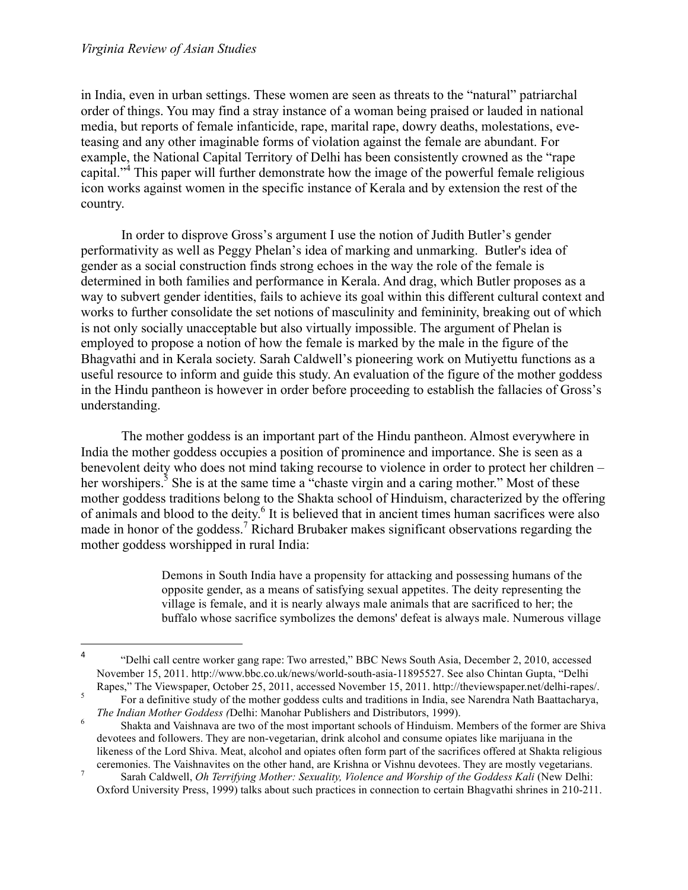in India, even in urban settings. These women are seen as threats to the "natural" patriarchal order of things. You may find a stray instance of a woman being praised or lauded in national media, but reports of female infanticide, rape, marital rape, dowry deaths, molestations, eve-teasing and any other imaginable forms of violation against the female are abundant. For example, the National Capital Territory of Delhi has been consistently crowned as the "rape capital."[4] This paper will further demonstrate how the image of the powerful female religious icon works against women in the specific instance of Kerala and by extension the rest of the country.

In order to disprove Gross's argument I use the notion of Judith Butler's gender performativity as well as Peggy Phelan's idea of marking and unmarking. Butler's idea of gender as a social construction finds strong echoes in the way the role of the female is determined in both families and performance in Kerala. And drag, which Butler proposes as a way to subvert gender identities, fails to achieve its goal within this different cultural context and works to further consolidate the set notions of masculinity and femininity, breaking out of which is not only socially unacceptable but also virtually impossible. The argument of Phelan is employed to propose a notion of how the female is marked by the male in the figure of the Bhagvathi and in Kerala society. Sarah Caldwell's pioneering work on Mutiyettu functions as a useful resource to inform and guide this study. An evaluation of the figure of the mother goddess in the Hindu pantheon is however in order before proceeding to establish the fallacies of Gross's understanding.

The mother goddess is an important part of the Hindu pantheon. Almost everywhere in India the mother goddess occupies a position of prominence and importance. She is seen as a benevolent deity who does not mind taking recourse to violence in order to protect her children – her worshipers.[5] She is at the same time a "chaste virgin and a caring mother." Most of these mother goddess traditions belong to the Shakta school of Hinduism, characterized by the offering of animals and blood to the deity.[6] It is believed that in ancient times human sacrifices were also made in honor of the goddess.[7] Richard Brubaker makes significant observations regarding the mother goddess worshipped in rural India:

> Demons in South India have a propensity for attacking and possessing humans of the opposite gender, as a means of satisfying sexual appetites. The deity representing the village is female, and it is nearly always male animals that are sacrificed to her; the buffalo whose sacrifice symbolizes the demons' defeat is always male. Numerous village

---

[4] "Delhi call centre worker gang rape: Two arrested," BBC News South Asia, December 2, 2010, accessed November 15, 2011. http://www.bbc.co.uk/news/world-south-asia-11895527. See also Chintan Gupta, "Delhi Rapes," The Viewspaper, October 25, 2011, accessed November 15, 2011. http://theviewspaper.net/delhi-rapes/.

[5] For a definitive study of the mother goddess cults and traditions in India, see Narendra Nath Baattacharya, *The Indian Mother Goddess (*Delhi: Manohar Publishers and Distributors, 1999).

[6] Shakta and Vaishnava are two of the most important schools of Hinduism. Members of the former are Shiva devotees and followers. They are non-vegetarian, drink alcohol and consume opiates like marijuana in the likeness of the Lord Shiva. Meat, alcohol and opiates often form part of the sacrifices offered at Shakta religious ceremonies. The Vaishnavites on the other hand, are Krishna or Vishnu devotees. They are mostly vegetarians.

[7] Sarah Caldwell, *Oh Terrifying Mother: Sexuality, Violence and Worship of the Goddess Kali* (New Delhi: Oxford University Press, 1999) talks about such practices in connection to certain Bhagvathi shrines in 210-211.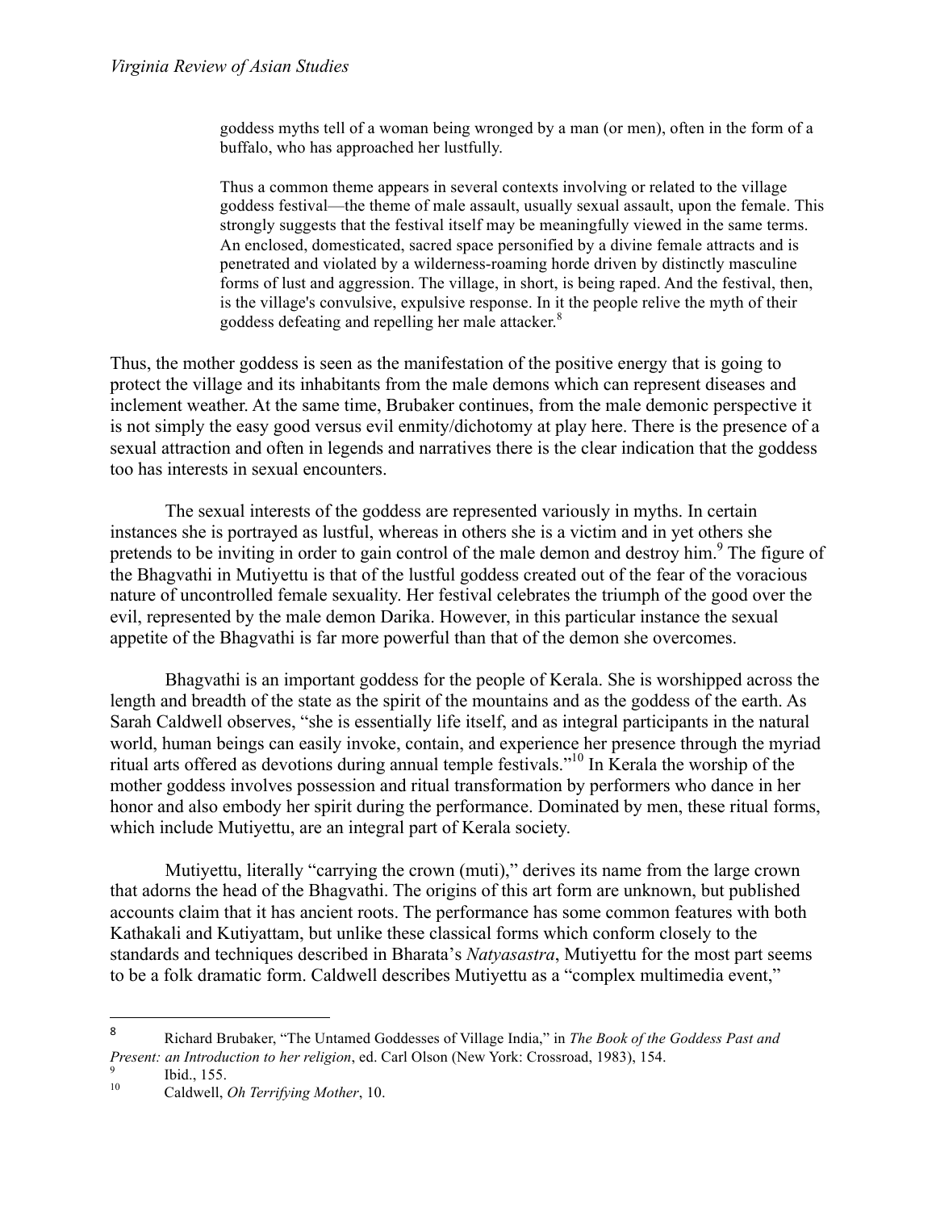> goddess myths tell of a woman being wronged by a man (or men), often in the form of a buffalo, who has approached her lustfully.
>
> Thus a common theme appears in several contexts involving or related to the village goddess festival—the theme of male assault, usually sexual assault, upon the female. This strongly suggests that the festival itself may be meaningfully viewed in the same terms. An enclosed, domesticated, sacred space personified by a divine female attracts and is penetrated and violated by a wilderness-roaming horde driven by distinctly masculine forms of lust and aggression. The village, in short, is being raped. And the festival, then, is the village's convulsive, expulsive response. In it the people relive the myth of their goddess defeating and repelling her male attacker.[8]

Thus, the mother goddess is seen as the manifestation of the positive energy that is going to protect the village and its inhabitants from the male demons which can represent diseases and inclement weather. At the same time, Brubaker continues, from the male demonic perspective it is not simply the easy good versus evil enmity/dichotomy at play here. There is the presence of a sexual attraction and often in legends and narratives there is the clear indication that the goddess too has interests in sexual encounters.

The sexual interests of the goddess are represented variously in myths. In certain instances she is portrayed as lustful, whereas in others she is a victim and in yet others she pretends to be inviting in order to gain control of the male demon and destroy him.[9] The figure of the Bhagvathi in Mutiyettu is that of the lustful goddess created out of the fear of the voracious nature of uncontrolled female sexuality. Her festival celebrates the triumph of the good over the evil, represented by the male demon Darika. However, in this particular instance the sexual appetite of the Bhagvathi is far more powerful than that of the demon she overcomes.

Bhagvathi is an important goddess for the people of Kerala. She is worshipped across the length and breadth of the state as the spirit of the mountains and as the goddess of the earth. As Sarah Caldwell observes, "she is essentially life itself, and as integral participants in the natural world, human beings can easily invoke, contain, and experience her presence through the myriad ritual arts offered as devotions during annual temple festivals."[10] In Kerala the worship of the mother goddess involves possession and ritual transformation by performers who dance in her honor and also embody her spirit during the performance. Dominated by men, these ritual forms, which include Mutiyettu, are an integral part of Kerala society.

Mutiyettu, literally "carrying the crown (muti)," derives its name from the large crown that adorns the head of the Bhagvathi. The origins of this art form are unknown, but published accounts claim that it has ancient roots. The performance has some common features with both Kathakali and Kutiyattam, but unlike these classical forms which conform closely to the standards and techniques described in Bharata's *Natyasastra*, Mutiyettu for the most part seems to be a folk dramatic form. Caldwell describes Mutiyettu as a "complex multimedia event,"

---

[8] Richard Brubaker, "The Untamed Goddesses of Village India," in *The Book of the Goddess Past and Present: an Introduction to her religion*, ed. Carl Olson (New York: Crossroad, 1983), 154.

[9] Ibid., 155.

[10] Caldwell, *Oh Terrifying Mother*, 10.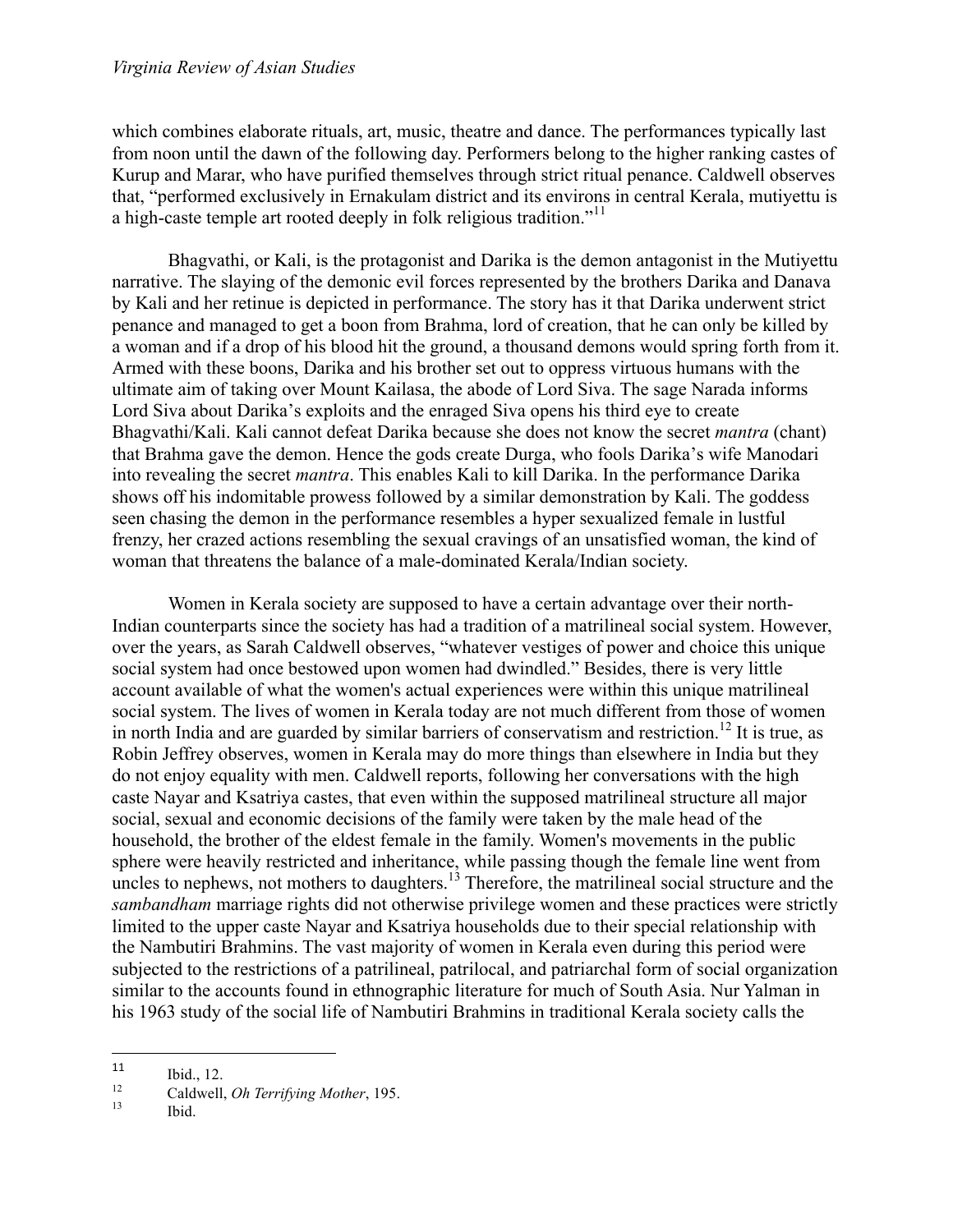which combines elaborate rituals, art, music, theatre and dance. The performances typically last from noon until the dawn of the following day. Performers belong to the higher ranking castes of Kurup and Marar, who have purified themselves through strict ritual penance. Caldwell observes that, "performed exclusively in Ernakulam district and its environs in central Kerala, mutiyettu is a high-caste temple art rooted deeply in folk religious tradition."[11]

Bhagvathi, or Kali, is the protagonist and Darika is the demon antagonist in the Mutiyettu narrative. The slaying of the demonic evil forces represented by the brothers Darika and Danava by Kali and her retinue is depicted in performance. The story has it that Darika underwent strict penance and managed to get a boon from Brahma, lord of creation, that he can only be killed by a woman and if a drop of his blood hit the ground, a thousand demons would spring forth from it. Armed with these boons, Darika and his brother set out to oppress virtuous humans with the ultimate aim of taking over Mount Kailasa, the abode of Lord Siva. The sage Narada informs Lord Siva about Darika's exploits and the enraged Siva opens his third eye to create Bhagvathi/Kali. Kali cannot defeat Darika because she does not know the secret *mantra* (chant) that Brahma gave the demon. Hence the gods create Durga, who fools Darika's wife Manodari into revealing the secret *mantra*. This enables Kali to kill Darika. In the performance Darika shows off his indomitable prowess followed by a similar demonstration by Kali. The goddess seen chasing the demon in the performance resembles a hyper sexualized female in lustful frenzy, her crazed actions resembling the sexual cravings of an unsatisfied woman, the kind of woman that threatens the balance of a male-dominated Kerala/Indian society.

Women in Kerala society are supposed to have a certain advantage over their north-Indian counterparts since the society has had a tradition of a matrilineal social system. However, over the years, as Sarah Caldwell observes, "whatever vestiges of power and choice this unique social system had once bestowed upon women had dwindled." Besides, there is very little account available of what the women's actual experiences were within this unique matrilineal social system. The lives of women in Kerala today are not much different from those of women in north India and are guarded by similar barriers of conservatism and restriction.[12] It is true, as Robin Jeffrey observes, women in Kerala may do more things than elsewhere in India but they do not enjoy equality with men. Caldwell reports, following her conversations with the high caste Nayar and Ksatriya castes, that even within the supposed matrilineal structure all major social, sexual and economic decisions of the family were taken by the male head of the household, the brother of the eldest female in the family. Women's movements in the public sphere were heavily restricted and inheritance, while passing though the female line went from uncles to nephews, not mothers to daughters.[13] Therefore, the matrilineal social structure and the *sambandham* marriage rights did not otherwise privilege women and these practices were strictly limited to the upper caste Nayar and Ksatriya households due to their special relationship with the Nambutiri Brahmins. The vast majority of women in Kerala even during this period were subjected to the restrictions of a patrilineal, patrilocal, and patriarchal form of social organization similar to the accounts found in ethnographic literature for much of South Asia. Nur Yalman in his 1963 study of the social life of Nambutiri Brahmins in traditional Kerala society calls the

---

[11] Ibid., 12.

[12] Caldwell, *Oh Terrifying Mother*, 195.

[13] Ibid.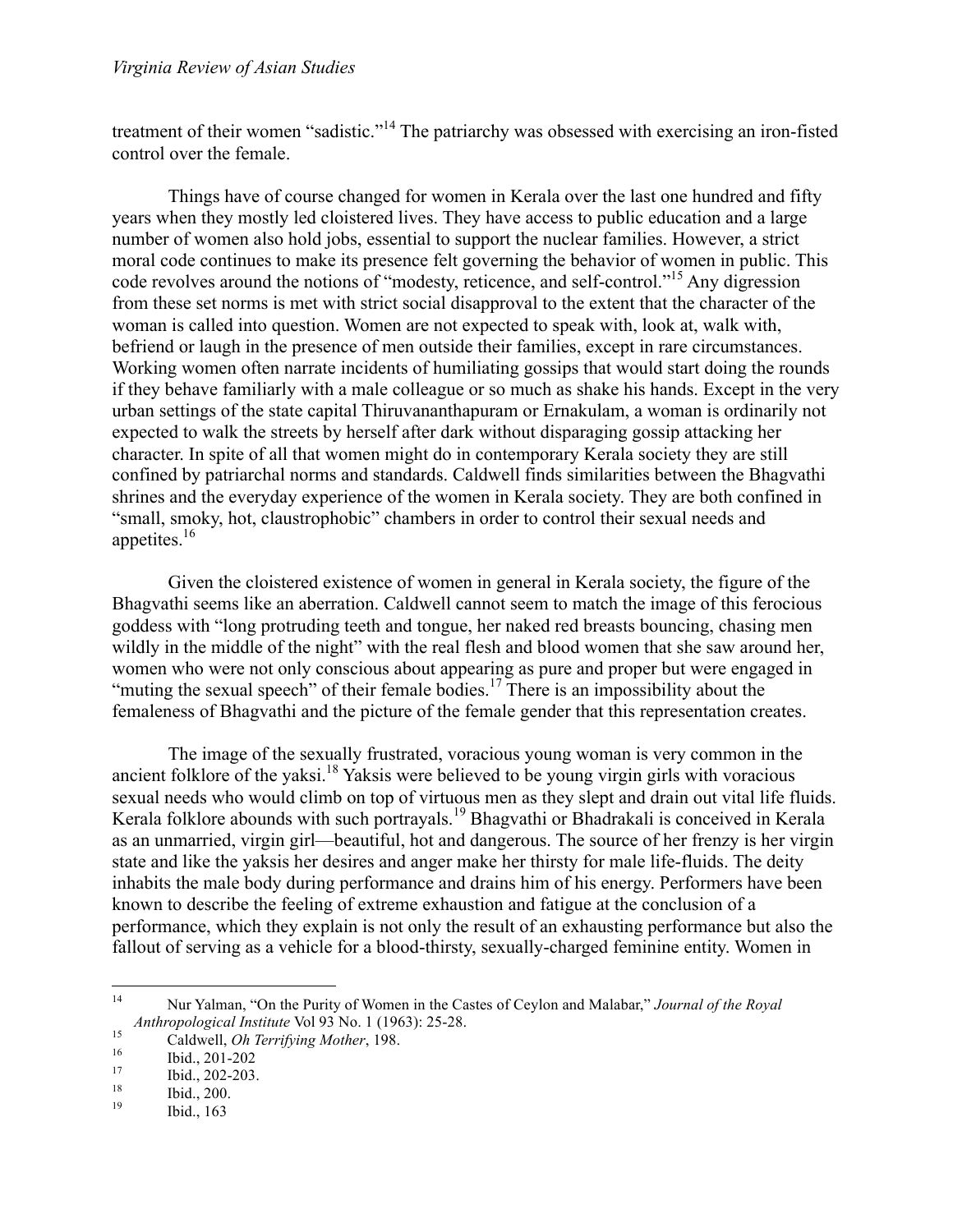treatment of their women "sadistic."[14] The patriarchy was obsessed with exercising an iron-fisted control over the female.

Things have of course changed for women in Kerala over the last one hundred and fifty years when they mostly led cloistered lives. They have access to public education and a large number of women also hold jobs, essential to support the nuclear families. However, a strict moral code continues to make its presence felt governing the behavior of women in public. This code revolves around the notions of "modesty, reticence, and self-control."[15] Any digression from these set norms is met with strict social disapproval to the extent that the character of the woman is called into question. Women are not expected to speak with, look at, walk with, befriend or laugh in the presence of men outside their families, except in rare circumstances. Working women often narrate incidents of humiliating gossips that would start doing the rounds if they behave familiarly with a male colleague or so much as shake his hands. Except in the very urban settings of the state capital Thiruvananthapuram or Ernakulam, a woman is ordinarily not expected to walk the streets by herself after dark without disparaging gossip attacking her character. In spite of all that women might do in contemporary Kerala society they are still confined by patriarchal norms and standards. Caldwell finds similarities between the Bhagvathi shrines and the everyday experience of the women in Kerala society. They are both confined in "small, smoky, hot, claustrophobic" chambers in order to control their sexual needs and appetites.[16]

Given the cloistered existence of women in general in Kerala society, the figure of the Bhagvathi seems like an aberration. Caldwell cannot seem to match the image of this ferocious goddess with "long protruding teeth and tongue, her naked red breasts bouncing, chasing men wildly in the middle of the night" with the real flesh and blood women that she saw around her, women who were not only conscious about appearing as pure and proper but were engaged in "muting the sexual speech" of their female bodies.[17] There is an impossibility about the femaleness of Bhagvathi and the picture of the female gender that this representation creates.

The image of the sexually frustrated, voracious young woman is very common in the ancient folklore of the yaksi.[18] Yaksis were believed to be young virgin girls with voracious sexual needs who would climb on top of virtuous men as they slept and drain out vital life fluids. Kerala folklore abounds with such portrayals.[19] Bhagvathi or Bhadrakali is conceived in Kerala as an unmarried, virgin girl—beautiful, hot and dangerous. The source of her frenzy is her virgin state and like the yaksis her desires and anger make her thirsty for male life-fluids. The deity inhabits the male body during performance and drains him of his energy. Performers have been known to describe the feeling of extreme exhaustion and fatigue at the conclusion of a performance, which they explain is not only the result of an exhausting performance but also the fallout of serving as a vehicle for a blood-thirsty, sexually-charged feminine entity. Women in

---

[14] Nur Yalman, "On the Purity of Women in the Castes of Ceylon and Malabar," *Journal of the Royal Anthropological Institute* Vol 93 No. 1 (1963): 25-28.

[15] Caldwell, *Oh Terrifying Mother*, 198.

[16] Ibid., 201-202

[17] Ibid., 202-203.

[18] Ibid., 200.

[19] Ibid., 163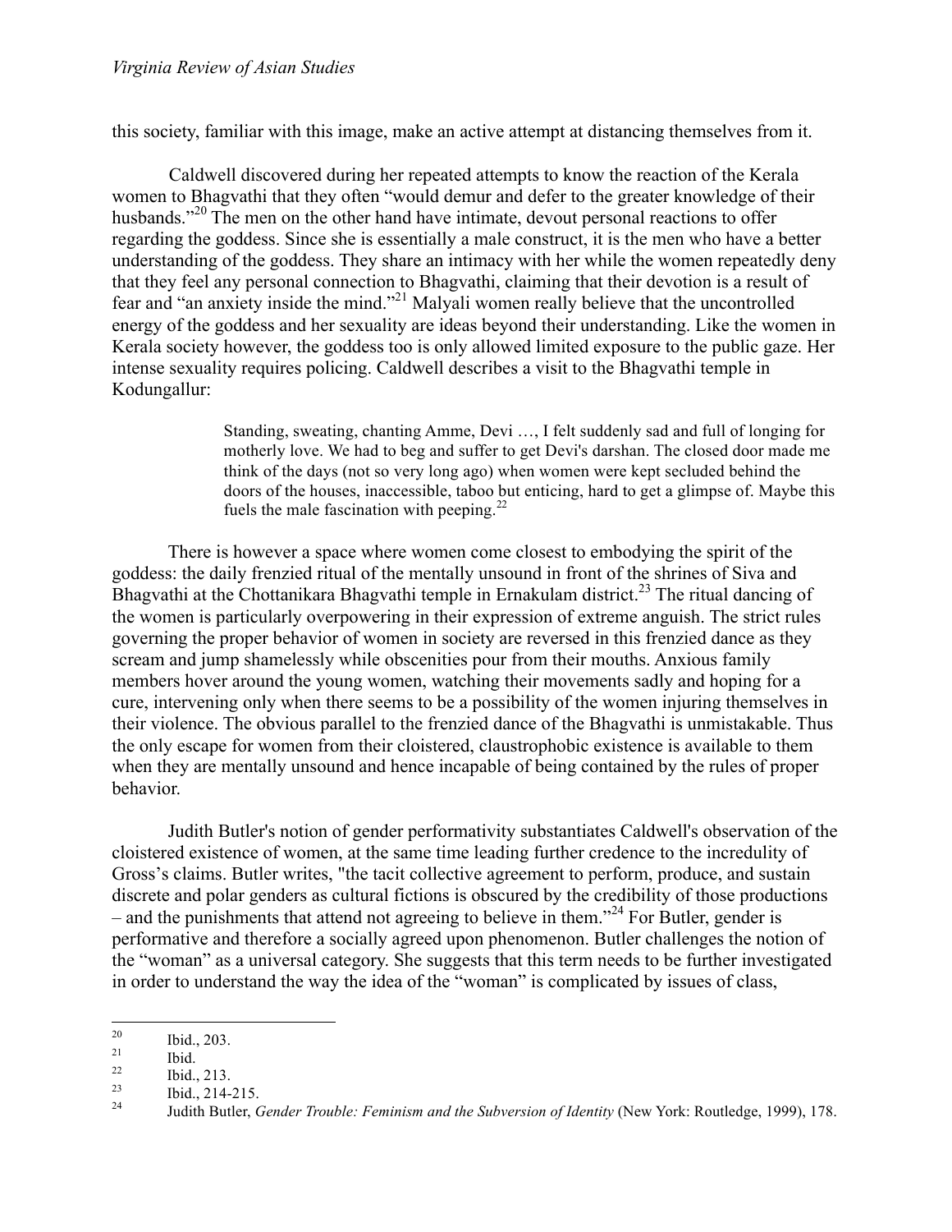this society, familiar with this image, make an active attempt at distancing themselves from it.

Caldwell discovered during her repeated attempts to know the reaction of the Kerala women to Bhagvathi that they often "would demur and defer to the greater knowledge of their husbands."[20] The men on the other hand have intimate, devout personal reactions to offer regarding the goddess. Since she is essentially a male construct, it is the men who have a better understanding of the goddess. They share an intimacy with her while the women repeatedly deny that they feel any personal connection to Bhagvathi, claiming that their devotion is a result of fear and "an anxiety inside the mind."[21] Malyali women really believe that the uncontrolled energy of the goddess and her sexuality are ideas beyond their understanding. Like the women in Kerala society however, the goddess too is only allowed limited exposure to the public gaze. Her intense sexuality requires policing. Caldwell describes a visit to the Bhagvathi temple in Kodungallur:

> Standing, sweating, chanting Amme, Devi …, I felt suddenly sad and full of longing for motherly love. We had to beg and suffer to get Devi's darshan. The closed door made me think of the days (not so very long ago) when women were kept secluded behind the doors of the houses, inaccessible, taboo but enticing, hard to get a glimpse of. Maybe this fuels the male fascination with peeping.[22]

There is however a space where women come closest to embodying the spirit of the goddess: the daily frenzied ritual of the mentally unsound in front of the shrines of Siva and Bhagvathi at the Chottanikara Bhagvathi temple in Ernakulam district.[23] The ritual dancing of the women is particularly overpowering in their expression of extreme anguish. The strict rules governing the proper behavior of women in society are reversed in this frenzied dance as they scream and jump shamelessly while obscenities pour from their mouths. Anxious family members hover around the young women, watching their movements sadly and hoping for a cure, intervening only when there seems to be a possibility of the women injuring themselves in their violence. The obvious parallel to the frenzied dance of the Bhagvathi is unmistakable. Thus the only escape for women from their cloistered, claustrophobic existence is available to them when they are mentally unsound and hence incapable of being contained by the rules of proper behavior.

Judith Butler's notion of gender performativity substantiates Caldwell's observation of the cloistered existence of women, at the same time leading further credence to the incredulity of Gross's claims. Butler writes, "the tacit collective agreement to perform, produce, and sustain discrete and polar genders as cultural fictions is obscured by the credibility of those productions – and the punishments that attend not agreeing to believe in them."[24] For Butler, gender is performative and therefore a socially agreed upon phenomenon. Butler challenges the notion of the "woman" as a universal category. She suggests that this term needs to be further investigated in order to understand the way the idea of the "woman" is complicated by issues of class,

---

[20] Ibid., 203.

[21] Ibid.

[22] Ibid., 213.

[23] Ibid., 214-215.

[24] Judith Butler, *Gender Trouble: Feminism and the Subversion of Identity* (New York: Routledge, 1999), 178.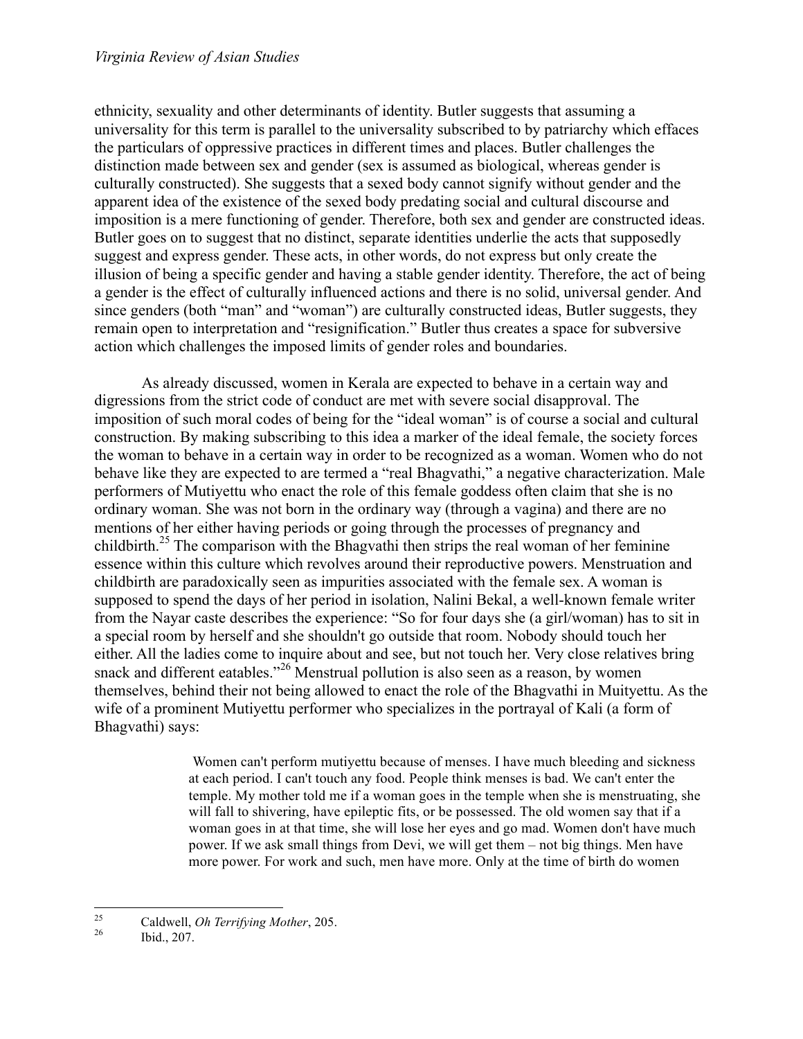ethnicity, sexuality and other determinants of identity. Butler suggests that assuming a universality for this term is parallel to the universality subscribed to by patriarchy which effaces the particulars of oppressive practices in different times and places. Butler challenges the distinction made between sex and gender (sex is assumed as biological, whereas gender is culturally constructed). She suggests that a sexed body cannot signify without gender and the apparent idea of the existence of the sexed body predating social and cultural discourse and imposition is a mere functioning of gender. Therefore, both sex and gender are constructed ideas. Butler goes on to suggest that no distinct, separate identities underlie the acts that supposedly suggest and express gender. These acts, in other words, do not express but only create the illusion of being a specific gender and having a stable gender identity. Therefore, the act of being a gender is the effect of culturally influenced actions and there is no solid, universal gender. And since genders (both "man" and "woman") are culturally constructed ideas, Butler suggests, they remain open to interpretation and "resignification." Butler thus creates a space for subversive action which challenges the imposed limits of gender roles and boundaries.

As already discussed, women in Kerala are expected to behave in a certain way and digressions from the strict code of conduct are met with severe social disapproval. The imposition of such moral codes of being for the "ideal woman" is of course a social and cultural construction. By making subscribing to this idea a marker of the ideal female, the society forces the woman to behave in a certain way in order to be recognized as a woman. Women who do not behave like they are expected to are termed a "real Bhagvathi," a negative characterization. Male performers of Mutiyettu who enact the role of this female goddess often claim that she is no ordinary woman. She was not born in the ordinary way (through a vagina) and there are no mentions of her either having periods or going through the processes of pregnancy and childbirth.[25] The comparison with the Bhagvathi then strips the real woman of her feminine essence within this culture which revolves around their reproductive powers. Menstruation and childbirth are paradoxically seen as impurities associated with the female sex. A woman is supposed to spend the days of her period in isolation, Nalini Bekal, a well-known female writer from the Nayar caste describes the experience: "So for four days she (a girl/woman) has to sit in a special room by herself and she shouldn't go outside that room. Nobody should touch her either. All the ladies come to inquire about and see, but not touch her. Very close relatives bring snack and different eatables."[26] Menstrual pollution is also seen as a reason, by women themselves, behind their not being allowed to enact the role of the Bhagvathi in Muityettu. As the wife of a prominent Mutiyettu performer who specializes in the portrayal of Kali (a form of Bhagvathi) says:

> Women can't perform mutiyettu because of menses. I have much bleeding and sickness at each period. I can't touch any food. People think menses is bad. We can't enter the temple. My mother told me if a woman goes in the temple when she is menstruating, she will fall to shivering, have epileptic fits, or be possessed. The old women say that if a woman goes in at that time, she will lose her eyes and go mad. Women don't have much power. If we ask small things from Devi, we will get them – not big things. Men have more power. For work and such, men have more. Only at the time of birth do women

---

[25] Caldwell, *Oh Terrifying Mother*, 205.

[26] Ibid., 207.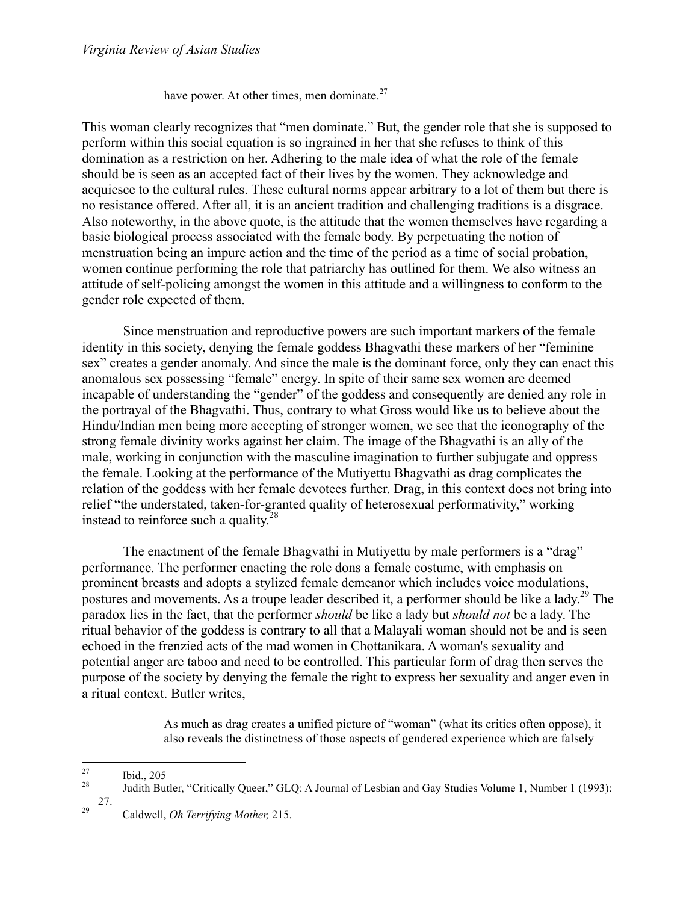have power. At other times, men dominate.[27]

This woman clearly recognizes that "men dominate." But, the gender role that she is supposed to perform within this social equation is so ingrained in her that she refuses to think of this domination as a restriction on her. Adhering to the male idea of what the role of the female should be is seen as an accepted fact of their lives by the women. They acknowledge and acquiesce to the cultural rules. These cultural norms appear arbitrary to a lot of them but there is no resistance offered. After all, it is an ancient tradition and challenging traditions is a disgrace. Also noteworthy, in the above quote, is the attitude that the women themselves have regarding a basic biological process associated with the female body. By perpetuating the notion of menstruation being an impure action and the time of the period as a time of social probation, women continue performing the role that patriarchy has outlined for them. We also witness an attitude of self-policing amongst the women in this attitude and a willingness to conform to the gender role expected of them.

Since menstruation and reproductive powers are such important markers of the female identity in this society, denying the female goddess Bhagvathi these markers of her "feminine sex" creates a gender anomaly. And since the male is the dominant force, only they can enact this anomalous sex possessing "female" energy. In spite of their same sex women are deemed incapable of understanding the "gender" of the goddess and consequently are denied any role in the portrayal of the Bhagvathi. Thus, contrary to what Gross would like us to believe about the Hindu/Indian men being more accepting of stronger women, we see that the iconography of the strong female divinity works against her claim. The image of the Bhagvathi is an ally of the male, working in conjunction with the masculine imagination to further subjugate and oppress the female. Looking at the performance of the Mutiyettu Bhagvathi as drag complicates the relation of the goddess with her female devotees further. Drag, in this context does not bring into relief "the understated, taken-for-granted quality of heterosexual performativity," working instead to reinforce such a quality.[28]

The enactment of the female Bhagvathi in Mutiyettu by male performers is a "drag" performance. The performer enacting the role dons a female costume, with emphasis on prominent breasts and adopts a stylized female demeanor which includes voice modulations, postures and movements. As a troupe leader described it, a performer should be like a lady.[29] The paradox lies in the fact, that the performer *should* be like a lady but *should not* be a lady. The ritual behavior of the goddess is contrary to all that a Malayali woman should not be and is seen echoed in the frenzied acts of the mad women in Chottanikara. A woman's sexuality and potential anger are taboo and need to be controlled. This particular form of drag then serves the purpose of the society by denying the female the right to express her sexuality and anger even in a ritual context. Butler writes,

> As much as drag creates a unified picture of "woman" (what its critics often oppose), it also reveals the distinctness of those aspects of gendered experience which are falsely

---

[27] Ibid., 205

[28] Judith Butler, "Critically Queer," GLQ: A Journal of Lesbian and Gay Studies Volume 1, Number 1 (1993): 27.

[29] Caldwell, *Oh Terrifying Mother,* 215.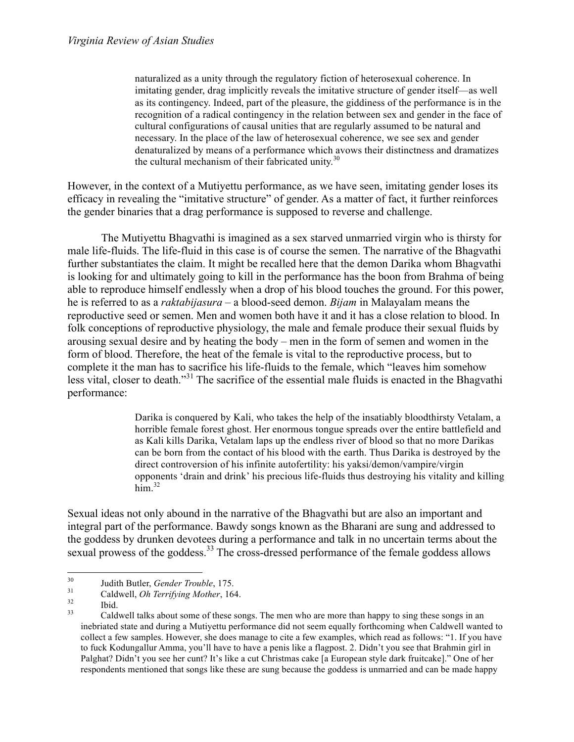> naturalized as a unity through the regulatory fiction of heterosexual coherence. In imitating gender, drag implicitly reveals the imitative structure of gender itself—as well as its contingency. Indeed, part of the pleasure, the giddiness of the performance is in the recognition of a radical contingency in the relation between sex and gender in the face of cultural configurations of causal unities that are regularly assumed to be natural and necessary. In the place of the law of heterosexual coherence, we see sex and gender denaturalized by means of a performance which avows their distinctness and dramatizes the cultural mechanism of their fabricated unity.[30]

However, in the context of a Mutiyettu performance, as we have seen, imitating gender loses its efficacy in revealing the "imitative structure" of gender. As a matter of fact, it further reinforces the gender binaries that a drag performance is supposed to reverse and challenge.

The Mutiyettu Bhagvathi is imagined as a sex starved unmarried virgin who is thirsty for male life-fluids. The life-fluid in this case is of course the semen. The narrative of the Bhagvathi further substantiates the claim. It might be recalled here that the demon Darika whom Bhagvathi is looking for and ultimately going to kill in the performance has the boon from Brahma of being able to reproduce himself endlessly when a drop of his blood touches the ground. For this power, he is referred to as a *raktabijasura* – a blood-seed demon. *Bijam* in Malayalam means the reproductive seed or semen. Men and women both have it and it has a close relation to blood. In folk conceptions of reproductive physiology, the male and female produce their sexual fluids by arousing sexual desire and by heating the body – men in the form of semen and women in the form of blood. Therefore, the heat of the female is vital to the reproductive process, but to complete it the man has to sacrifice his life-fluids to the female, which "leaves him somehow less vital, closer to death."[31] The sacrifice of the essential male fluids is enacted in the Bhagvathi performance:

> Darika is conquered by Kali, who takes the help of the insatiably bloodthirsty Vetalam, a horrible female forest ghost. Her enormous tongue spreads over the entire battlefield and as Kali kills Darika, Vetalam laps up the endless river of blood so that no more Darikas can be born from the contact of his blood with the earth. Thus Darika is destroyed by the direct controversion of his infinite autofertility: his yaksi/demon/vampire/virgin opponents 'drain and drink' his precious life-fluids thus destroying his vitality and killing him.[32]

Sexual ideas not only abound in the narrative of the Bhagvathi but are also an important and integral part of the performance. Bawdy songs known as the Bharani are sung and addressed to the goddess by drunken devotees during a performance and talk in no uncertain terms about the sexual prowess of the goddess.[33] The cross-dressed performance of the female goddess allows

---

[30] Judith Butler, *Gender Trouble*, 175.

[31] Caldwell, *Oh Terrifying Mother*, 164.

[32] Ibid.

[33] Caldwell talks about some of these songs. The men who are more than happy to sing these songs in an inebriated state and during a Mutiyettu performance did not seem equally forthcoming when Caldwell wanted to collect a few samples. However, she does manage to cite a few examples, which read as follows: "1. If you have to fuck Kodungallur Amma, you'll have to have a penis like a flagpost. 2. Didn't you see that Brahmin girl in Palghat? Didn't you see her cunt? It's like a cut Christmas cake [a European style dark fruitcake]." One of her respondents mentioned that songs like these are sung because the goddess is unmarried and can be made happy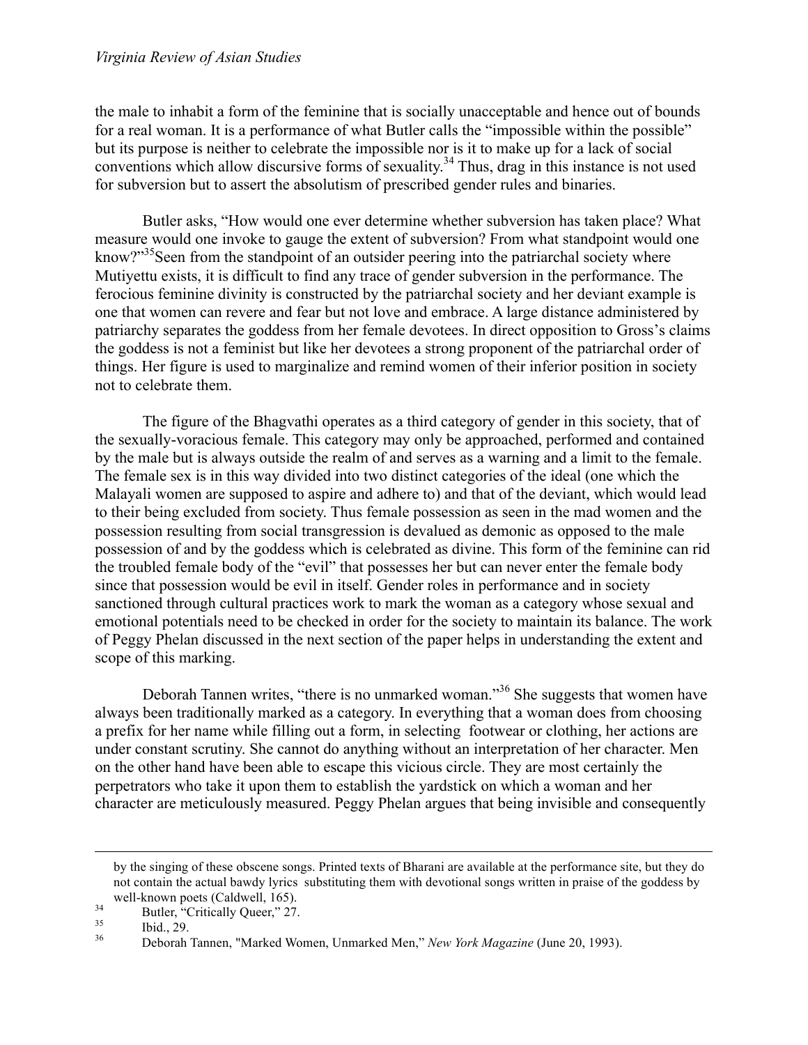the male to inhabit a form of the feminine that is socially unacceptable and hence out of bounds for a real woman. It is a performance of what Butler calls the "impossible within the possible" but its purpose is neither to celebrate the impossible nor is it to make up for a lack of social conventions which allow discursive forms of sexuality.[34] Thus, drag in this instance is not used for subversion but to assert the absolutism of prescribed gender rules and binaries.

Butler asks, "How would one ever determine whether subversion has taken place? What measure would one invoke to gauge the extent of subversion? From what standpoint would one know?"[35]Seen from the standpoint of an outsider peering into the patriarchal society where Mutiyettu exists, it is difficult to find any trace of gender subversion in the performance. The ferocious feminine divinity is constructed by the patriarchal society and her deviant example is one that women can revere and fear but not love and embrace. A large distance administered by patriarchy separates the goddess from her female devotees. In direct opposition to Gross's claims the goddess is not a feminist but like her devotees a strong proponent of the patriarchal order of things. Her figure is used to marginalize and remind women of their inferior position in society not to celebrate them.

The figure of the Bhagvathi operates as a third category of gender in this society, that of the sexually-voracious female. This category may only be approached, performed and contained by the male but is always outside the realm of and serves as a warning and a limit to the female. The female sex is in this way divided into two distinct categories of the ideal (one which the Malayali women are supposed to aspire and adhere to) and that of the deviant, which would lead to their being excluded from society. Thus female possession as seen in the mad women and the possession resulting from social transgression is devalued as demonic as opposed to the male possession of and by the goddess which is celebrated as divine. This form of the feminine can rid the troubled female body of the "evil" that possesses her but can never enter the female body since that possession would be evil in itself. Gender roles in performance and in society sanctioned through cultural practices work to mark the woman as a category whose sexual and emotional potentials need to be checked in order for the society to maintain its balance. The work of Peggy Phelan discussed in the next section of the paper helps in understanding the extent and scope of this marking.

Deborah Tannen writes, "there is no unmarked woman."[36] She suggests that women have always been traditionally marked as a category. In everything that a woman does from choosing a prefix for her name while filling out a form, in selecting footwear or clothing, her actions are under constant scrutiny. She cannot do anything without an interpretation of her character. Men on the other hand have been able to escape this vicious circle. They are most certainly the perpetrators who take it upon them to establish the yardstick on which a woman and her character are meticulously measured. Peggy Phelan argues that being invisible and consequently

---

by the singing of these obscene songs. Printed texts of Bharani are available at the performance site, but they do not contain the actual bawdy lyrics substituting them with devotional songs written in praise of the goddess by well-known poets (Caldwell, 165).

[34] Butler, "Critically Queer," 27.

[35] Ibid., 29.

[36] Deborah Tannen, "Marked Women, Unmarked Men," *New York Magazine* (June 20, 1993).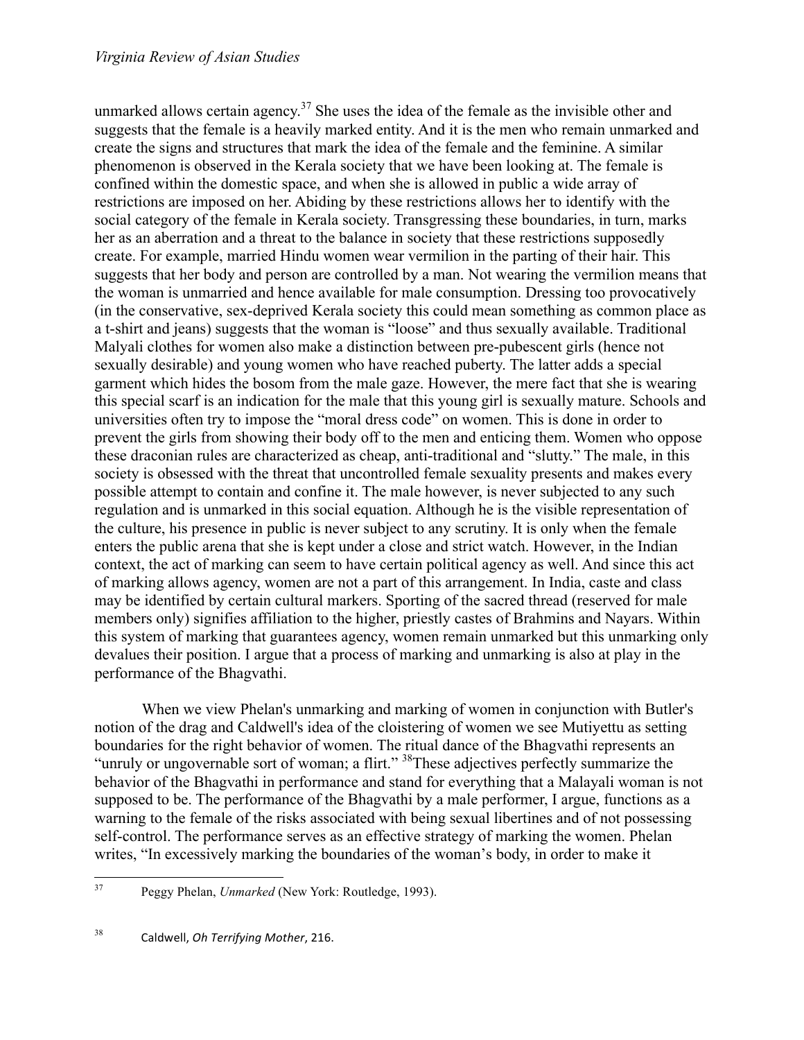unmarked allows certain agency.[37] She uses the idea of the female as the invisible other and suggests that the female is a heavily marked entity. And it is the men who remain unmarked and create the signs and structures that mark the idea of the female and the feminine. A similar phenomenon is observed in the Kerala society that we have been looking at. The female is confined within the domestic space, and when she is allowed in public a wide array of restrictions are imposed on her. Abiding by these restrictions allows her to identify with the social category of the female in Kerala society. Transgressing these boundaries, in turn, marks her as an aberration and a threat to the balance in society that these restrictions supposedly create. For example, married Hindu women wear vermilion in the parting of their hair. This suggests that her body and person are controlled by a man. Not wearing the vermilion means that the woman is unmarried and hence available for male consumption. Dressing too provocatively (in the conservative, sex-deprived Kerala society this could mean something as common place as a t-shirt and jeans) suggests that the woman is "loose" and thus sexually available. Traditional Malyali clothes for women also make a distinction between pre-pubescent girls (hence not sexually desirable) and young women who have reached puberty. The latter adds a special garment which hides the bosom from the male gaze. However, the mere fact that she is wearing this special scarf is an indication for the male that this young girl is sexually mature. Schools and universities often try to impose the "moral dress code" on women. This is done in order to prevent the girls from showing their body off to the men and enticing them. Women who oppose these draconian rules are characterized as cheap, anti-traditional and "slutty." The male, in this society is obsessed with the threat that uncontrolled female sexuality presents and makes every possible attempt to contain and confine it. The male however, is never subjected to any such regulation and is unmarked in this social equation. Although he is the visible representation of the culture, his presence in public is never subject to any scrutiny. It is only when the female enters the public arena that she is kept under a close and strict watch. However, in the Indian context, the act of marking can seem to have certain political agency as well. And since this act of marking allows agency, women are not a part of this arrangement. In India, caste and class may be identified by certain cultural markers. Sporting of the sacred thread (reserved for male members only) signifies affiliation to the higher, priestly castes of Brahmins and Nayars. Within this system of marking that guarantees agency, women remain unmarked but this unmarking only devalues their position. I argue that a process of marking and unmarking is also at play in the performance of the Bhagvathi.

When we view Phelan's unmarking and marking of women in conjunction with Butler's notion of the drag and Caldwell's idea of the cloistering of women we see Mutiyettu as setting boundaries for the right behavior of women. The ritual dance of the Bhagvathi represents an "unruly or ungovernable sort of woman; a flirt." [38]These adjectives perfectly summarize the behavior of the Bhagvathi in performance and stand for everything that a Malayali woman is not supposed to be. The performance of the Bhagvathi by a male performer, I argue, functions as a warning to the female of the risks associated with being sexual libertines and of not possessing self-control. The performance serves as an effective strategy of marking the women. Phelan writes, "In excessively marking the boundaries of the woman's body, in order to make it

---

[37] Peggy Phelan, *Unmarked* (New York: Routledge, 1993).

[38] Caldwell, *Oh Terrifying Mother*, 216.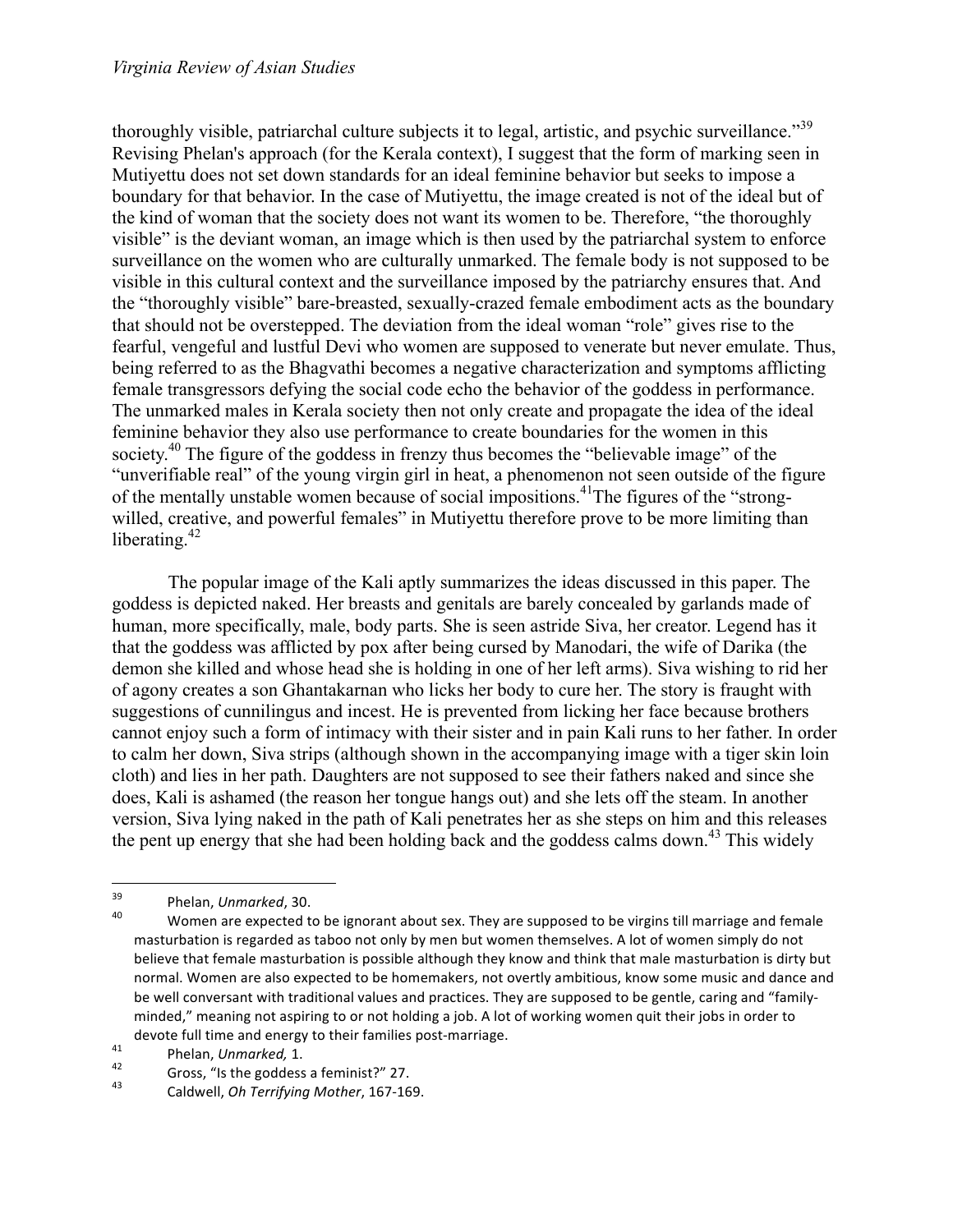thoroughly visible, patriarchal culture subjects it to legal, artistic, and psychic surveillance."[39] Revising Phelan's approach (for the Kerala context), I suggest that the form of marking seen in Mutiyettu does not set down standards for an ideal feminine behavior but seeks to impose a boundary for that behavior. In the case of Mutiyettu, the image created is not of the ideal but of the kind of woman that the society does not want its women to be. Therefore, "the thoroughly visible" is the deviant woman, an image which is then used by the patriarchal system to enforce surveillance on the women who are culturally unmarked. The female body is not supposed to be visible in this cultural context and the surveillance imposed by the patriarchy ensures that. And the "thoroughly visible" bare-breasted, sexually-crazed female embodiment acts as the boundary that should not be overstepped. The deviation from the ideal woman "role" gives rise to the fearful, vengeful and lustful Devi who women are supposed to venerate but never emulate. Thus, being referred to as the Bhagvathi becomes a negative characterization and symptoms afflicting female transgressors defying the social code echo the behavior of the goddess in performance. The unmarked males in Kerala society then not only create and propagate the idea of the ideal feminine behavior they also use performance to create boundaries for the women in this society.[40] The figure of the goddess in frenzy thus becomes the "believable image" of the "unverifiable real" of the young virgin girl in heat, a phenomenon not seen outside of the figure of the mentally unstable women because of social impositions.[41] The figures of the "strong-willed, creative, and powerful females" in Mutiyettu therefore prove to be more limiting than liberating.[42]

The popular image of the Kali aptly summarizes the ideas discussed in this paper. The goddess is depicted naked. Her breasts and genitals are barely concealed by garlands made of human, more specifically, male, body parts. She is seen astride Siva, her creator. Legend has it that the goddess was afflicted by pox after being cursed by Manodari, the wife of Darika (the demon she killed and whose head she is holding in one of her left arms). Siva wishing to rid her of agony creates a son Ghantakarnan who licks her body to cure her. The story is fraught with suggestions of cunnilingus and incest. He is prevented from licking her face because brothers cannot enjoy such a form of intimacy with their sister and in pain Kali runs to her father. In order to calm her down, Siva strips (although shown in the accompanying image with a tiger skin loin cloth) and lies in her path. Daughters are not supposed to see their fathers naked and since she does, Kali is ashamed (the reason her tongue hangs out) and she lets off the steam. In another version, Siva lying naked in the path of Kali penetrates her as she steps on him and this releases the pent up energy that she had been holding back and the goddess calms down.[43] This widely

---

[39] Phelan, *Unmarked*, 30.

[40] Women are expected to be ignorant about sex. They are supposed to be virgins till marriage and female masturbation is regarded as taboo not only by men but women themselves. A lot of women simply do not believe that female masturbation is possible although they know and think that male masturbation is dirty but normal. Women are also expected to be homemakers, not overtly ambitious, know some music and dance and be well conversant with traditional values and practices. They are supposed to be gentle, caring and "family-minded," meaning not aspiring to or not holding a job. A lot of working women quit their jobs in order to devote full time and energy to their families post-marriage.

[41] Phelan, *Unmarked,* 1.

[42] Gross, "Is the goddess a feminist?" 27.

[43] Caldwell, *Oh Terrifying Mother*, 167-169.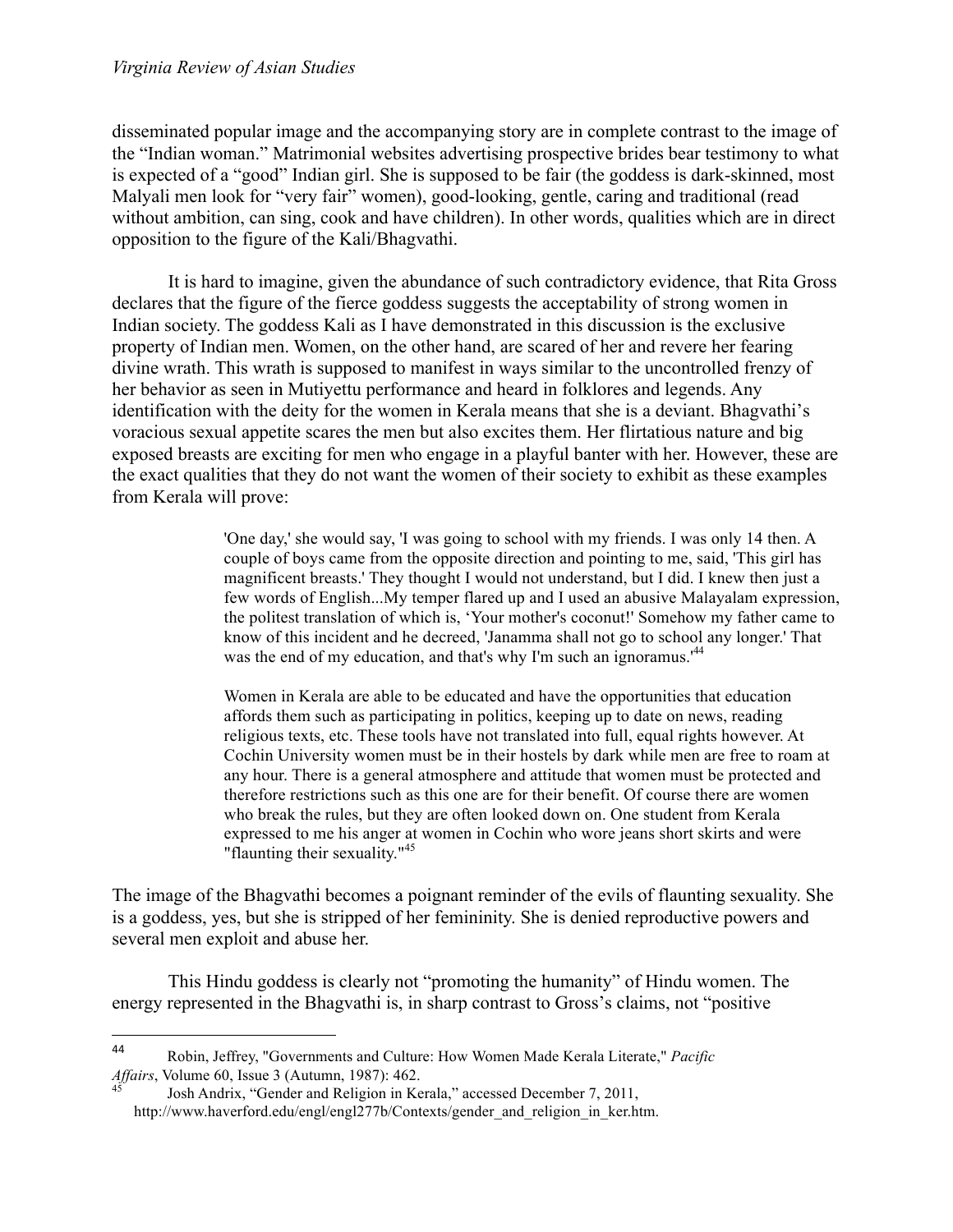disseminated popular image and the accompanying story are in complete contrast to the image of the "Indian woman." Matrimonial websites advertising prospective brides bear testimony to what is expected of a "good" Indian girl. She is supposed to be fair (the goddess is dark-skinned, most Malyali men look for "very fair" women), good-looking, gentle, caring and traditional (read without ambition, can sing, cook and have children). In other words, qualities which are in direct opposition to the figure of the Kali/Bhagvathi.

It is hard to imagine, given the abundance of such contradictory evidence, that Rita Gross declares that the figure of the fierce goddess suggests the acceptability of strong women in Indian society. The goddess Kali as I have demonstrated in this discussion is the exclusive property of Indian men. Women, on the other hand, are scared of her and revere her fearing divine wrath. This wrath is supposed to manifest in ways similar to the uncontrolled frenzy of her behavior as seen in Mutiyettu performance and heard in folklores and legends. Any identification with the deity for the women in Kerala means that she is a deviant. Bhagvathi's voracious sexual appetite scares the men but also excites them. Her flirtatious nature and big exposed breasts are exciting for men who engage in a playful banter with her. However, these are the exact qualities that they do not want the women of their society to exhibit as these examples from Kerala will prove:

> 'One day,' she would say, 'I was going to school with my friends. I was only 14 then. A couple of boys came from the opposite direction and pointing to me, said, 'This girl has magnificent breasts.' They thought I would not understand, but I did. I knew then just a few words of English...My temper flared up and I used an abusive Malayalam expression, the politest translation of which is, 'Your mother's coconut!' Somehow my father came to know of this incident and he decreed, 'Janamma shall not go to school any longer.' That was the end of my education, and that's why I'm such an ignoramus.'[44]
>
> Women in Kerala are able to be educated and have the opportunities that education affords them such as participating in politics, keeping up to date on news, reading religious texts, etc. These tools have not translated into full, equal rights however. At Cochin University women must be in their hostels by dark while men are free to roam at any hour. There is a general atmosphere and attitude that women must be protected and therefore restrictions such as this one are for their benefit. Of course there are women who break the rules, but they are often looked down on. One student from Kerala expressed to me his anger at women in Cochin who wore jeans short skirts and were "flaunting their sexuality."[45]

The image of the Bhagvathi becomes a poignant reminder of the evils of flaunting sexuality. She is a goddess, yes, but she is stripped of her femininity. She is denied reproductive powers and several men exploit and abuse her.

This Hindu goddess is clearly not "promoting the humanity" of Hindu women. The energy represented in the Bhagvathi is, in sharp contrast to Gross's claims, not "positive

---

[44] Robin, Jeffrey, "Governments and Culture: How Women Made Kerala Literate," *Pacific Affairs*, Volume 60, Issue 3 (Autumn, 1987): 462.

[45] Josh Andrix, "Gender and Religion in Kerala," accessed December 7, 2011, http://www.haverford.edu/engl/engl277b/Contexts/gender_and_religion_in_ker.htm.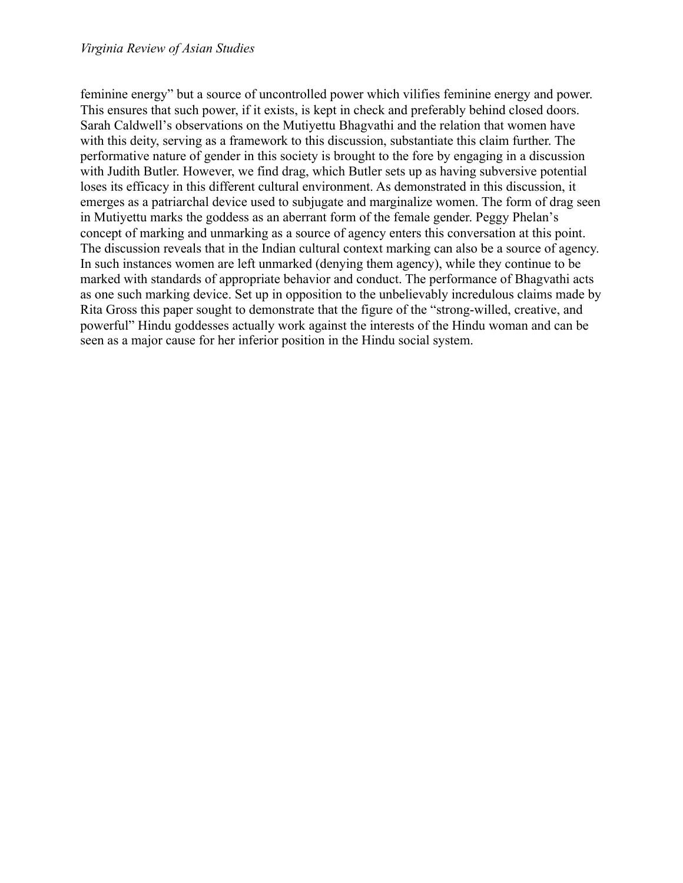feminine energy" but a source of uncontrolled power which vilifies feminine energy and power. This ensures that such power, if it exists, is kept in check and preferably behind closed doors. Sarah Caldwell's observations on the Mutiyettu Bhagvathi and the relation that women have with this deity, serving as a framework to this discussion, substantiate this claim further. The performative nature of gender in this society is brought to the fore by engaging in a discussion with Judith Butler. However, we find drag, which Butler sets up as having subversive potential loses its efficacy in this different cultural environment. As demonstrated in this discussion, it emerges as a patriarchal device used to subjugate and marginalize women. The form of drag seen in Mutiyettu marks the goddess as an aberrant form of the female gender. Peggy Phelan's concept of marking and unmarking as a source of agency enters this conversation at this point. The discussion reveals that in the Indian cultural context marking can also be a source of agency. In such instances women are left unmarked (denying them agency), while they continue to be marked with standards of appropriate behavior and conduct. The performance of Bhagvathi acts as one such marking device. Set up in opposition to the unbelievably incredulous claims made by Rita Gross this paper sought to demonstrate that the figure of the "strong-willed, creative, and powerful" Hindu goddesses actually work against the interests of the Hindu woman and can be seen as a major cause for her inferior position in the Hindu social system.